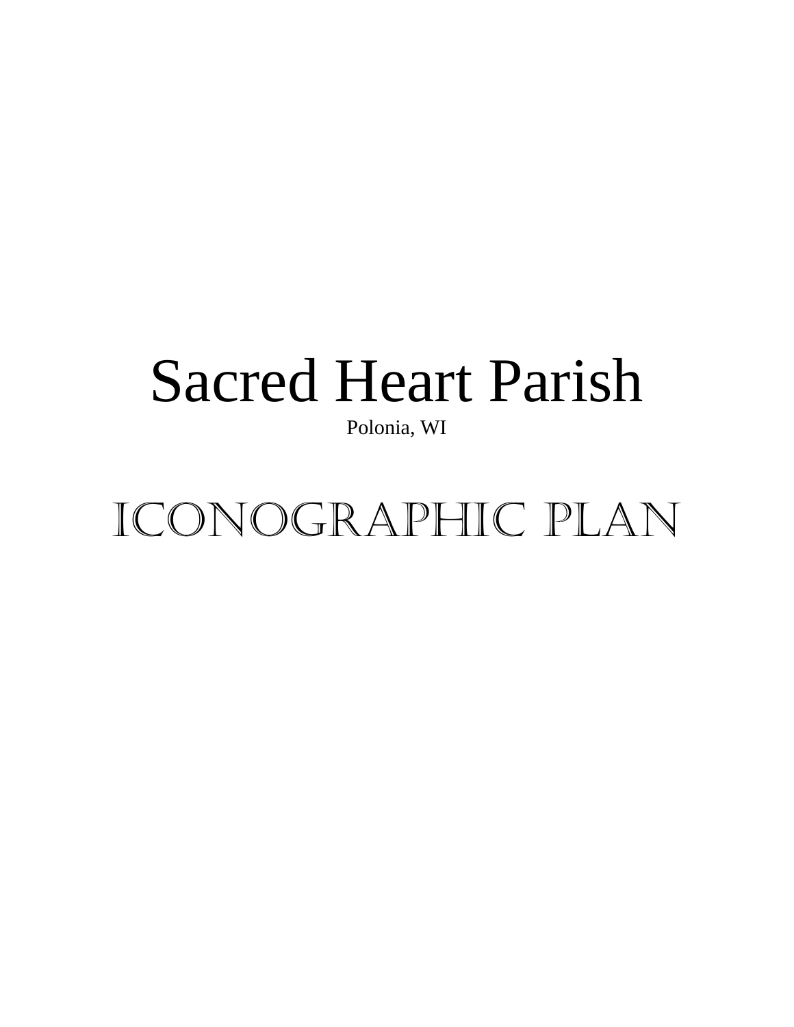# Sacred Heart Parish

Polonia, WI

# ICONOGRAPHIC PLAN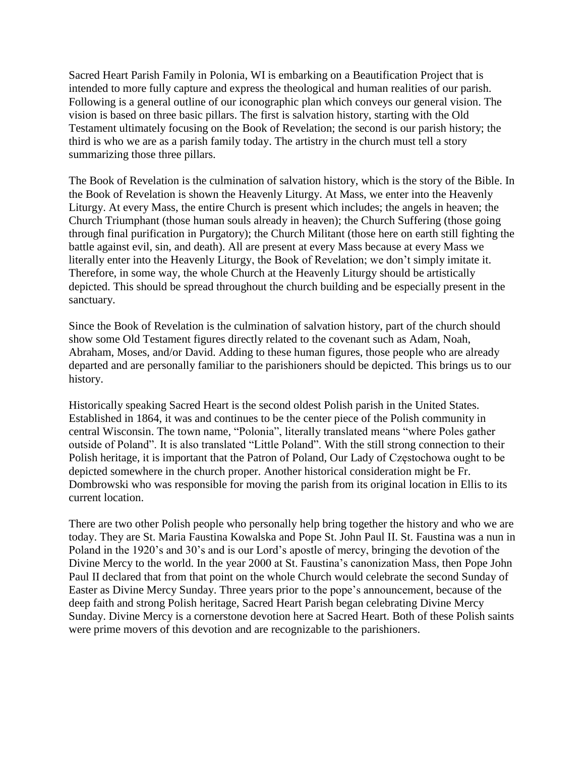Sacred Heart Parish Family in Polonia, WI is embarking on a Beautification Project that is intended to more fully capture and express the theological and human realities of our parish. Following is a general outline of our iconographic plan which conveys our general vision. The vision is based on three basic pillars. The first is salvation history, starting with the Old Testament ultimately focusing on the Book of Revelation; the second is our parish history; the third is who we are as a parish family today. The artistry in the church must tell a story summarizing those three pillars.

The Book of Revelation is the culmination of salvation history, which is the story of the Bible. In the Book of Revelation is shown the Heavenly Liturgy. At Mass, we enter into the Heavenly Liturgy. At every Mass, the entire Church is present which includes; the angels in heaven; the Church Triumphant (those human souls already in heaven); the Church Suffering (those going through final purification in Purgatory); the Church Militant (those here on earth still fighting the battle against evil, sin, and death). All are present at every Mass because at every Mass we literally enter into the Heavenly Liturgy, the Book of Revelation; we don't simply imitate it. Therefore, in some way, the whole Church at the Heavenly Liturgy should be artistically depicted. This should be spread throughout the church building and be especially present in the sanctuary.

Since the Book of Revelation is the culmination of salvation history, part of the church should show some Old Testament figures directly related to the covenant such as Adam, Noah, Abraham, Moses, and/or David. Adding to these human figures, those people who are already departed and are personally familiar to the parishioners should be depicted. This brings us to our history.

Historically speaking Sacred Heart is the second oldest Polish parish in the United States. Established in 1864, it was and continues to be the center piece of the Polish community in central Wisconsin. The town name, "Polonia", literally translated means "where Poles gather outside of Poland". It is also translated "Little Poland". With the still strong connection to their Polish heritage, it is important that the Patron of Poland, Our Lady of Częstochowa ought to be depicted somewhere in the church proper. Another historical consideration might be Fr. Dombrowski who was responsible for moving the parish from its original location in Ellis to its current location.

There are two other Polish people who personally help bring together the history and who we are today. They are St. Maria Faustina Kowalska and Pope St. John Paul II. St. Faustina was a nun in Poland in the 1920's and 30's and is our Lord's apostle of mercy, bringing the devotion of the Divine Mercy to the world. In the year 2000 at St. Faustina's canonization Mass, then Pope John Paul II declared that from that point on the whole Church would celebrate the second Sunday of Easter as Divine Mercy Sunday. Three years prior to the pope's announcement, because of the deep faith and strong Polish heritage, Sacred Heart Parish began celebrating Divine Mercy Sunday. Divine Mercy is a cornerstone devotion here at Sacred Heart. Both of these Polish saints were prime movers of this devotion and are recognizable to the parishioners.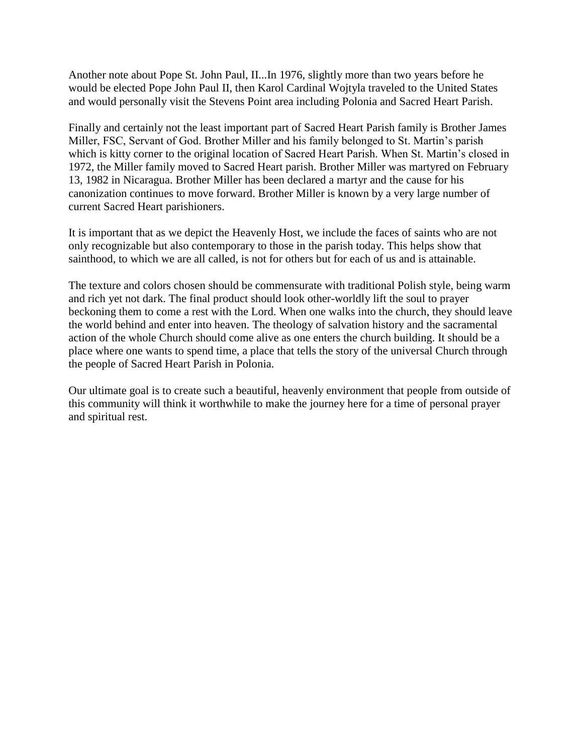Another note about Pope St. John Paul, II...In 1976, slightly more than two years before he would be elected Pope John Paul II, then Karol Cardinal Wojtyla traveled to the United States and would personally visit the Stevens Point area including Polonia and Sacred Heart Parish.

Finally and certainly not the least important part of Sacred Heart Parish family is Brother James Miller, FSC, Servant of God. Brother Miller and his family belonged to St. Martin's parish which is kitty corner to the original location of Sacred Heart Parish. When St. Martin's closed in 1972, the Miller family moved to Sacred Heart parish. Brother Miller was martyred on February 13, 1982 in Nicaragua. Brother Miller has been declared a martyr and the cause for his canonization continues to move forward. Brother Miller is known by a very large number of current Sacred Heart parishioners.

It is important that as we depict the Heavenly Host, we include the faces of saints who are not only recognizable but also contemporary to those in the parish today. This helps show that sainthood, to which we are all called, is not for others but for each of us and is attainable.

The texture and colors chosen should be commensurate with traditional Polish style, being warm and rich yet not dark. The final product should look other-worldly lift the soul to prayer beckoning them to come a rest with the Lord. When one walks into the church, they should leave the world behind and enter into heaven. The theology of salvation history and the sacramental action of the whole Church should come alive as one enters the church building. It should be a place where one wants to spend time, a place that tells the story of the universal Church through the people of Sacred Heart Parish in Polonia.

Our ultimate goal is to create such a beautiful, heavenly environment that people from outside of this community will think it worthwhile to make the journey here for a time of personal prayer and spiritual rest.